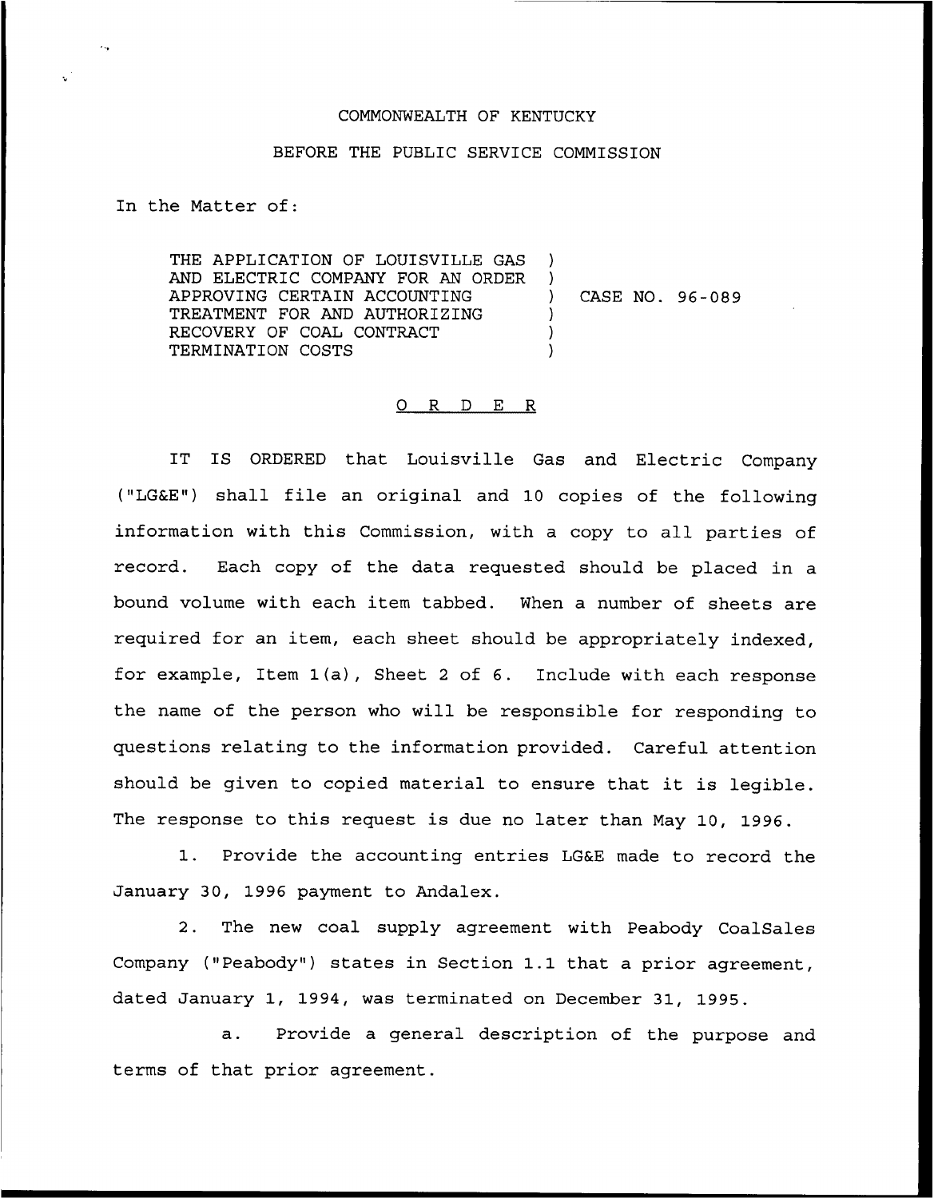COMMONWEALTH OF KENTUCKY

BEFORE THE PUBLIC SERVICE COMMISSION

In the Matter of:

THE APPLICATION OF LOUISVILLE GAS AND ELECTRIC COMPANY FOR AN ORDER APPROVING CERTAIN ACCOUNTING TREATMENT FOR AND AUTHORIZING RECOVERY OF COAL CONTRACT TERMINATION COSTS ) CASE NO. 96-089

O R D E R

IT IS ORDERED that Louisville Gas and Electric Company ("LG&E") shall file an original and 10 copies of the following information with this Commission, with a copy to all parties of record. Each copy of the data requested should be placed in a bound volume with each item tabbed. When a number of sheets are required for an item, each sheet should be appropriately indexed, for example, Item 1(a), Sheet 2 of 6. Include with each response the name of the person who will be responsible for responding to questions relating to the information provided. Careful attention should be given to copied material to ensure that it is legible. The response to this request is due no later than May 10, 1996.

1. Provide the accounting entries LG&E made to record the January 30, 1996 payment to Andalex.

2. The new coal supply agreement with Peabody CoalSales Company ("Peabody") states in Section 1.1 that a prior agreement, dated January 1, 1994, was terminated on December 31, 1995.

   a. Provide a general description of the purpose and terms of that prior agreement.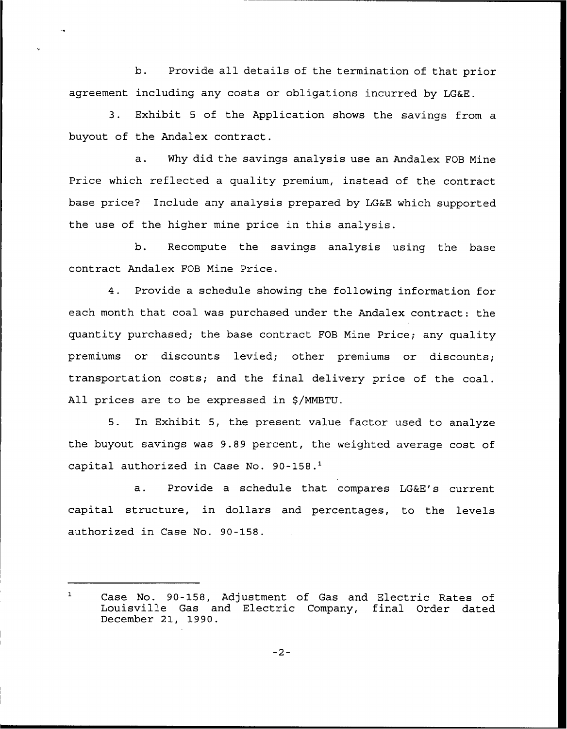b. Provide all details of the termination of that prior agreement including any costs or obligations incurred by LG&E.

3. Exhibit 5 of the Application shows the savings from a buyout of the Andalex contract.

a. Why did the savings analysis use an Andalex FOB Mine Price which reflected a quality premium, instead of the contract base price? Include any analysis prepared by LG&E which supported the use of the higher mine price in this analysis.

b. Recompute the savings analysis using the base contract Andalex FOB Mine Price.

4. Provide a schedule showing the following information for each month that coal was purchased under the Andalex contract: the quantity purchased; the base contract FOB Mine Price; any quality premiums or discounts levied; other premiums or discounts; transportation costs; and the final delivery price of the coal. All prices are to be expressed in $/MMBTU.

5. In Exhibit 5, the present value factor used to analyze the buyout savings was 9.89 percent, the weighted average cost of capital authorized in Case No. 90-158.[1]

a. Provide a schedule that compares LG&E's current capital structure, in dollars and percentages, to the levels authorized in Case No. 90-158.

---

[1] Case No. 90-158, Adjustment of Gas and Electric Rates of Louisville Gas and Electric Company, final Order dated December 21, 1990.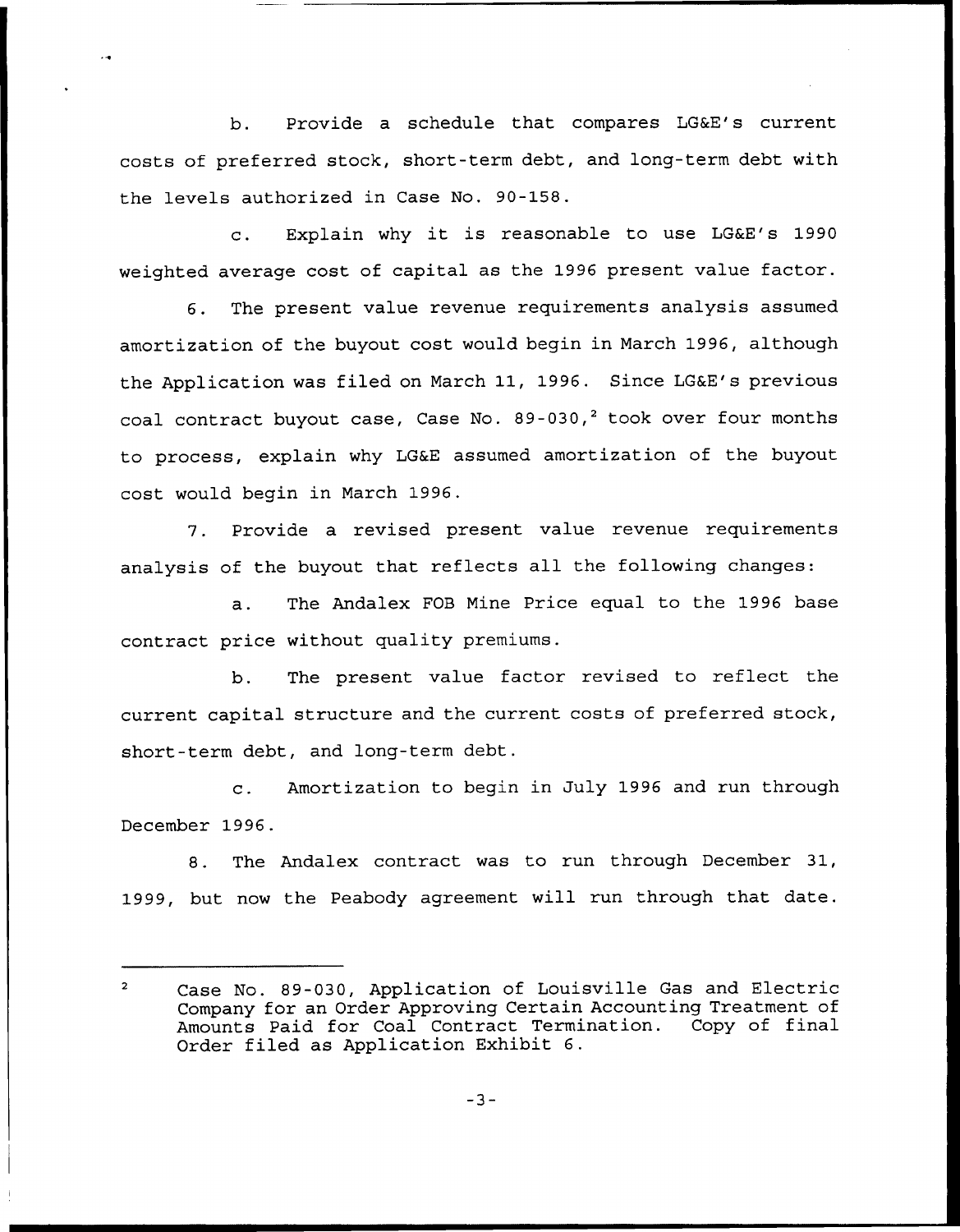b. Provide a schedule that compares LG&E's current costs of preferred stock, short-term debt, and long-term debt with the levels authorized in Case No. 90-158.

c. Explain why it is reasonable to use LG&E's 1990 weighted average cost of capital as the 1996 present value factor.

6. The present value revenue requirements analysis assumed amortization of the buyout cost would begin in March 1996, although the Application was filed on March 11, 1996. Since LG&E's previous coal contract buyout case, Case No. 89-030,[2] took over four months to process, explain why LG&E assumed amortization of the buyout cost would begin in March 1996.

7. Provide a revised present value revenue requirements analysis of the buyout that reflects all the following changes:

a. The Andalex FOB Mine Price equal to the 1996 base contract price without quality premiums.

b. The present value factor revised to reflect the current capital structure and the current costs of preferred stock, short-term debt, and long-term debt.

c. Amortization to begin in July 1996 and run through December 1996.

8. The Andalex contract was to run through December 31, 1999, but now the Peabody agreement will run through that date.

---

[2] Case No. 89-030, Application of Louisville Gas and Electric Company for an Order Approving Certain Accounting Treatment of Amounts Paid for Coal Contract Termination. Copy of final Order filed as Application Exhibit 6.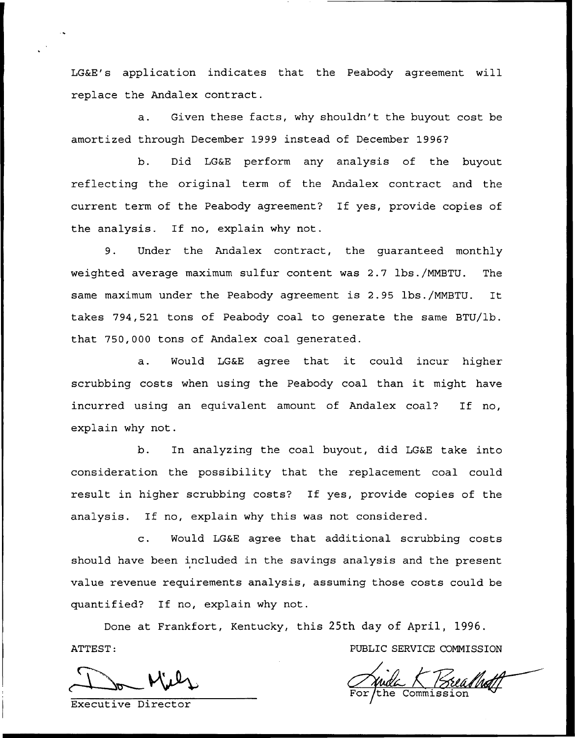LG&E's application indicates that the Peabody agreement will replace the Andalex contract.

a. Given these facts, why shouldn't the buyout cost be amortized through December 1999 instead of December 1996?

b. Did LG&E perform any analysis of the buyout reflecting the original term of the Andalex contract and the current term of the Peabody agreement? If yes, provide copies of the analysis. If no, explain why not.

9. Under the Andalex contract, the guaranteed monthly weighted average maximum sulfur content was 2.7 lbs./MMBTU. The same maximum under the Peabody agreement is 2.95 lbs./MMBTU. It takes 794,521 tons of Peabody coal to generate the same BTU/lb. that 750,000 tons of Andalex coal generated.

a. Would LG&E agree that it could incur higher scrubbing costs when using the Peabody coal than it might have incurred using an equivalent amount of Andalex coal? If no, explain why not.

b. In analyzing the coal buyout, did LG&E take into consideration the possibility that the replacement coal could result in higher scrubbing costs? If yes, provide copies of the analysis. If no, explain why this was not considered.

c. Would LG&E agree that additional scrubbing costs should have been included in the savings analysis and the present value revenue requirements analysis, assuming those costs could be quantified? If no, explain why not.

Done at Frankfort, Kentucky, this 25th day of April, 1996.

ATTEST:

Executive Director

PUBLIC SERVICE COMMISSION

For the Commission